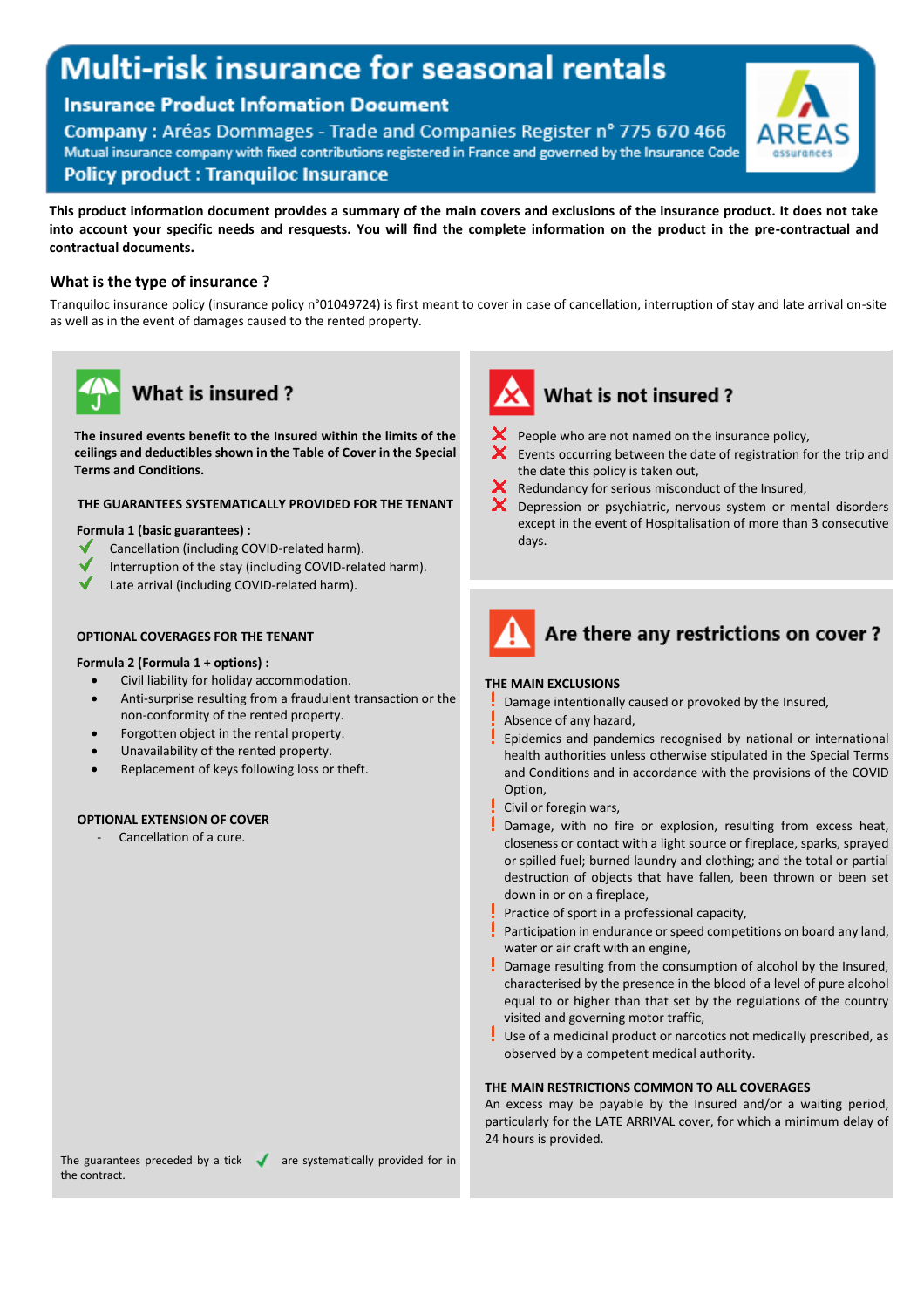# Multi-risk insurance for seasonal rentals

## Insurance Product Infomation Document

**Company :** Aréas Dommages - Trade and Companies Register n° 775 670 466
Mutual insurance company with fixed contributions registered in France and governed by the Insurance Code

**Policy product : Tranquiloc Insurance**

AREAS assurances

**This product information document provides a summary of the main covers and exclusions of the insurance product. It does not take into account your specific needs and resquests. You will find the complete information on the product in the pre-contractual and contractual documents.**

### What is the type of insurance ?

Tranquiloc insurance policy (insurance policy n°01049724) is first meant to cover in case of cancellation, interruption of stay and late arrival on-site as well as in the event of damages caused to the rented property.

### What is insured ?

**The insured events benefit to the Insured within the limits of the ceilings and deductibles shown in the Table of Cover in the Special Terms and Conditions.**

**THE GUARANTEES SYSTEMATICALLY PROVIDED FOR THE TENANT**

**Formula 1 (basic guarantees) :**

- ✔ Cancellation (including COVID-related harm).
- ✔ Interruption of the stay (including COVID-related harm).
- ✔ Late arrival (including COVID-related harm).

**OPTIONAL COVERAGES FOR THE TENANT**

**Formula 2 (Formula 1 + options) :**

- Civil liability for holiday accommodation.
- Anti-surprise resulting from a fraudulent transaction or the non-conformity of the rented property.
- Forgotten object in the rental property.
- Unavailability of the rented property.
- Replacement of keys following loss or theft.

**OPTIONAL EXTENSION OF COVER**

- Cancellation of a cure.

The guarantees preceded by a tick ✔ are systematically provided for in the contract.

### What is not insured ?

- ✘ People who are not named on the insurance policy,
- ✘ Events occurring between the date of registration for the trip and the date this policy is taken out,
- ✘ Redundancy for serious misconduct of the Insured,
- ✘ Depression or psychiatric, nervous system or mental disorders except in the event of Hospitalisation of more than 3 consecutive days.

### Are there any restrictions on cover ?

**THE MAIN EXCLUSIONS**

- ! Damage intentionally caused or provoked by the Insured,
- ! Absence of any hazard,
- ! Epidemics and pandemics recognised by national or international health authorities unless otherwise stipulated in the Special Terms and Conditions and in accordance with the provisions of the COVID Option,
- ! Civil or foregin wars,
- ! Damage, with no fire or explosion, resulting from excess heat, closeness or contact with a light source or fireplace, sparks, sprayed or spilled fuel; burned laundry and clothing; and the total or partial destruction of objects that have fallen, been thrown or been set down in or on a fireplace,
- ! Practice of sport in a professional capacity,
- ! Participation in endurance or speed competitions on board any land, water or air craft with an engine,
- ! Damage resulting from the consumption of alcohol by the Insured, characterised by the presence in the blood of a level of pure alcohol equal to or higher than that set by the regulations of the country visited and governing motor traffic,
- ! Use of a medicinal product or narcotics not medically prescribed, as observed by a competent medical authority.

**THE MAIN RESTRICTIONS COMMON TO ALL COVERAGES**

An excess may be payable by the Insured and/or a waiting period, particularly for the LATE ARRIVAL cover, for which a minimum delay of 24 hours is provided.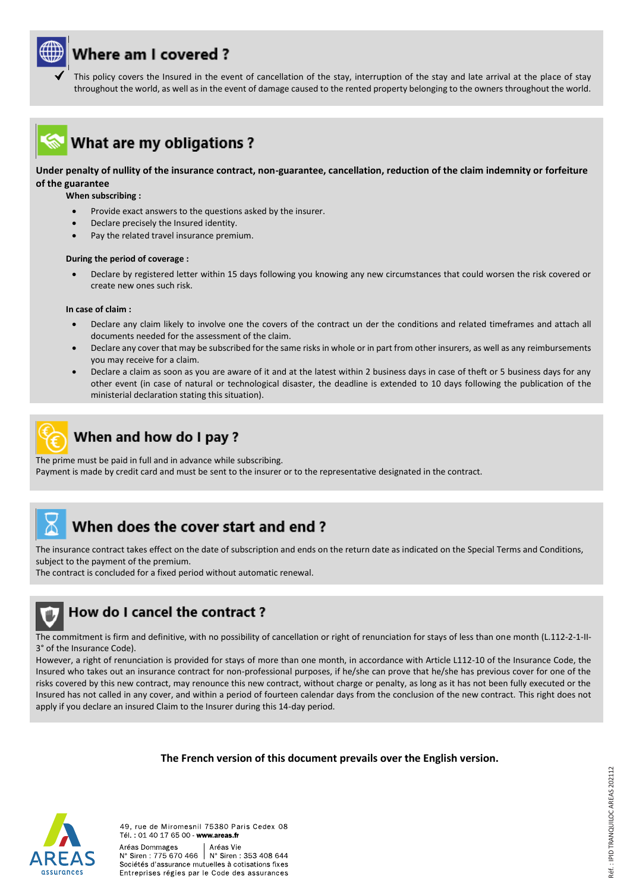## Where am I covered ?

✔ This policy covers the Insured in the event of cancellation of the stay, interruption of the stay and late arrival at the place of stay throughout the world, as well as in the event of damage caused to the rented property belonging to the owners throughout the world.

## What are my obligations ?

**Under penalty of nullity of the insurance contract, non-guarantee, cancellation, reduction of the claim indemnity or forfeiture of the guarantee**

**When subscribing :**

- Provide exact answers to the questions asked by the insurer.
- Declare precisely the Insured identity.
- Pay the related travel insurance premium.

**During the period of coverage :**

- Declare by registered letter within 15 days following you knowing any new circumstances that could worsen the risk covered or create new ones such risk.

**In case of claim :**

- Declare any claim likely to involve one the covers of the contract un der the conditions and related timeframes and attach all documents needed for the assessment of the claim.
- Declare any cover that may be subscribed for the same risks in whole or in part from other insurers, as well as any reimbursements you may receive for a claim.
- Declare a claim as soon as you are aware of it and at the latest within 2 business days in case of theft or 5 business days for any other event (in case of natural or technological disaster, the deadline is extended to 10 days following the publication of the ministerial declaration stating this situation).

## When and how do I pay ?

The prime must be paid in full and in advance while subscribing.
Payment is made by credit card and must be sent to the insurer or to the representative designated in the contract.

## When does the cover start and end ?

The insurance contract takes effect on the date of subscription and ends on the return date as indicated on the Special Terms and Conditions, subject to the payment of the premium.
The contract is concluded for a fixed period without automatic renewal.

## How do I cancel the contract ?

The commitment is firm and definitive, with no possibility of cancellation or right of renunciation for stays of less than one month (L.112-2-1-II-3° of the Insurance Code).
However, a right of renunciation is provided for stays of more than one month, in accordance with Article L112-10 of the Insurance Code, the Insured who takes out an insurance contract for non-professional purposes, if he/she can prove that he/she has previous cover for one of the risks covered by this new contract, may renounce this new contract, without charge or penalty, as long as it has not been fully executed or the Insured has not called in any cover, and within a period of fourteen calendar days from the conclusion of the new contract. This right does not apply if you declare an insured Claim to the Insurer during this 14-day period.

**The French version of this document prevails over the English version.**

AREAS assurances

49, rue de Miromesnil 75380 Paris Cedex 08
Tél. : 01 40 17 65 00 - **www.areas.fr**

Aréas Dommages
N° Siren : 775 670 466

Aréas Vie
N° Siren : 353 408 644

Sociétés d'assurance mutuelles à cotisations fixes
Entreprises régies par le Code des assurances

Réf. : IPID TRANQUILOC AREAS 202112